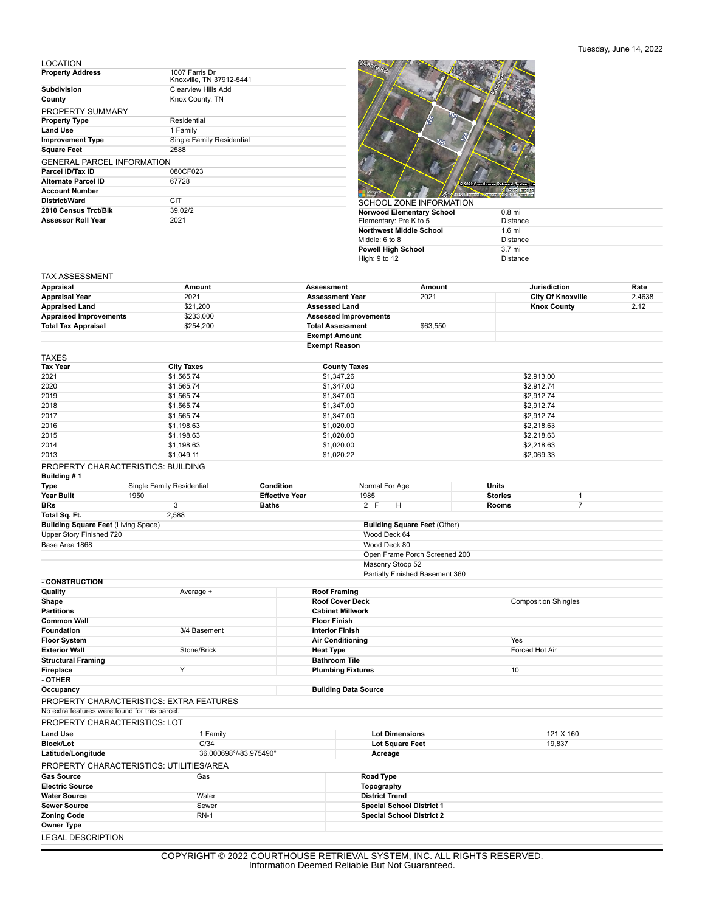Tuesday, June 14, 2022

## LOCATION

| | |
|---|---|
| **Property Address** | 1007 Farris Dr Knoxville, TN 37912-5441 |
| **Subdivision** | Clearview Hills Add |
| **County** | Knox County, TN |

## PROPERTY SUMMARY

| | |
|---|---|
| **Property Type** | Residential |
| **Land Use** | 1 Family |
| **Improvement Type** | Single Family Residential |
| **Square Feet** | 2588 |

## GENERAL PARCEL INFORMATION

| | |
|---|---|
| **Parcel ID/Tax ID** | 080CF023 |
| **Alternate Parcel ID** | 67728 |
| **Account Number** | |
| **District/Ward** | CIT |
| **2010 Census Trct/Blk** | 39.02/2 |
| **Assessor Roll Year** | 2021 |

## SCHOOL ZONE INFORMATION

| | |
|---|---|
| **Norwood Elementary School** | 0.8 mi |
| Elementary: Pre K to 5 | Distance |
| **Northwest Middle School** | 1.6 mi |
| Middle: 6 to 8 | Distance |
| **Powell High School** | 3.7 mi |
| High: 9 to 12 | Distance |

## TAX ASSESSMENT

| Appraisal | Amount | Assessment | Amount | Jurisdiction | Rate |
|---|---|---|---|---|---|
| **Appraisal Year** | 2021 | **Assessment Year** | 2021 | **City Of Knoxville** | 2.4638 |
| **Appraised Land** | $21,200 | **Assessed Land** | | **Knox County** | 2.12 |
| **Appraised Improvements** | $233,000 | **Assessed Improvements** | | | |
| **Total Tax Appraisal** | $254,200 | **Total Assessment** | $63,550 | | |
| | | **Exempt Amount** | | | |
| | | **Exempt Reason** | | | |

## TAXES

| Tax Year | City Taxes | County Taxes | |
|---|---|---|---|
| 2021 | $1,565.74 | $1,347.26 | $2,913.00 |
| 2020 | $1,565.74 | $1,347.00 | $2,912.74 |
| 2019 | $1,565.74 | $1,347.00 | $2,912.74 |
| 2018 | $1,565.74 | $1,347.00 | $2,912.74 |
| 2017 | $1,565.74 | $1,347.00 | $2,912.74 |
| 2016 | $1,198.63 | $1,020.00 | $2,218.63 |
| 2015 | $1,198.63 | $1,020.00 | $2,218.63 |
| 2014 | $1,198.63 | $1,020.00 | $2,218.63 |
| 2013 | $1,049.11 | $1,020.22 | $2,069.33 |

## PROPERTY CHARACTERISTICS: BUILDING

**Building # 1**

| | | | | | |
|---|---|---|---|---|---|
| **Type** | Single Family Residential | **Condition** | Normal For Age | **Units** | |
| **Year Built** | 1950 | **Effective Year** | 1985 | **Stories** | 1 |
| **BRs** | 3 | **Baths** | 2 F H | **Rooms** | 7 |
| **Total Sq. Ft.** | 2,588 | | | | |

| Building Square Feet (Living Space) | Building Square Feet (Other) |
|---|---|
| Upper Story Finished 720 | Wood Deck 64 |
| Base Area 1868 | Wood Deck 80 |
| | Open Frame Porch Screened 200 |
| | Masonry Stoop 52 |
| | Partially Finished Basement 360 |

**- CONSTRUCTION**

| | | | |
|---|---|---|---|
| **Quality** | Average + | **Roof Framing** | |
| **Shape** | | **Roof Cover Deck** | Composition Shingles |
| **Partitions** | | **Cabinet Millwork** | |
| **Common Wall** | | **Floor Finish** | |
| **Foundation** | 3/4 Basement | **Interior Finish** | |
| **Floor System** | | **Air Conditioning** | Yes |
| **Exterior Wall** | Stone/Brick | **Heat Type** | Forced Hot Air |
| **Structural Framing** | | **Bathroom Tile** | |
| **Fireplace** | Y | **Plumbing Fixtures** | 10 |

**- OTHER**

| | | | |
|---|---|---|---|
| **Occupancy** | | **Building Data Source** | |

## PROPERTY CHARACTERISTICS: EXTRA FEATURES

No extra features were found for this parcel.

## PROPERTY CHARACTERISTICS: LOT

| | | | |
|---|---|---|---|
| **Land Use** | 1 Family | **Lot Dimensions** | 121 X 160 |
| **Block/Lot** | C/34 | **Lot Square Feet** | 19,837 |
| **Latitude/Longitude** | 36.000698°/-83.975490° | **Acreage** | |

## PROPERTY CHARACTERISTICS: UTILITIES/AREA

| | | | |
|---|---|---|---|
| **Gas Source** | Gas | **Road Type** | |
| **Electric Source** | | **Topography** | |
| **Water Source** | Water | **District Trend** | |
| **Sewer Source** | Sewer | **Special School District 1** | |
| **Zoning Code** | RN-1 | **Special School District 2** | |
| **Owner Type** | | | |

## LEGAL DESCRIPTION

COPYRIGHT © 2022 COURTHOUSE RETRIEVAL SYSTEM, INC. ALL RIGHTS RESERVED.
Information Deemed Reliable But Not Guaranteed.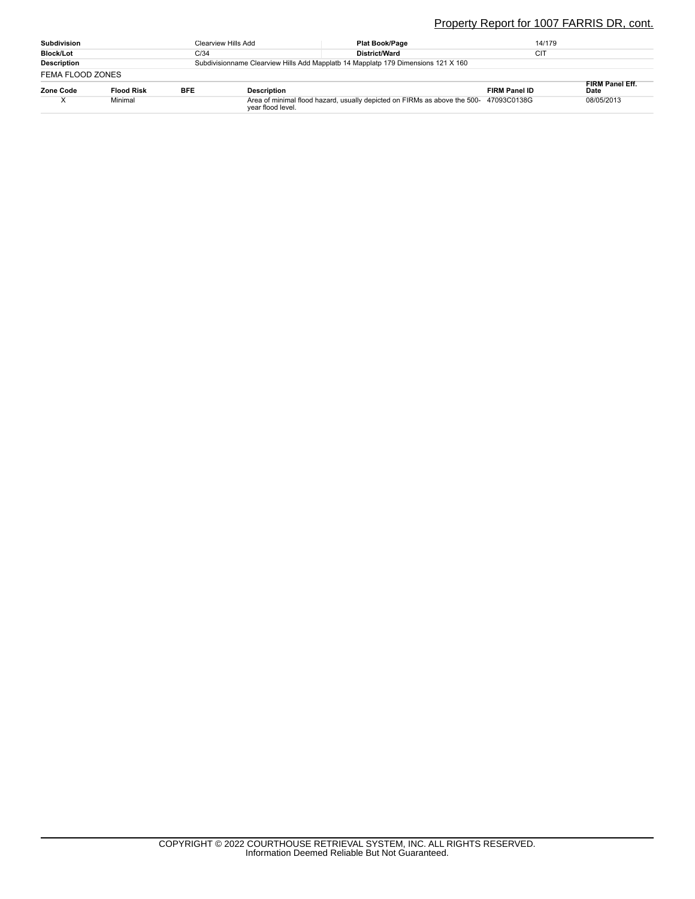| | | | |
|---|---|---|---|
| **Subdivision** | Clearview Hills Add | **Plat Book/Page** | 14/179 |
| **Block/Lot** | C/34 | **District/Ward** | CIT |
| **Description** | Subdivisionname Clearview Hills Add Mapplatb 14 Mapplatp 179 Dimensions 121 X 160 | | |

FEMA FLOOD ZONES

| Zone Code | Flood Risk | BFE | Description | FIRM Panel ID | FIRM Panel Eff. Date |
|---|---|---|---|---|---|
| X | Minimal | | Area of minimal flood hazard, usually depicted on FIRMs as above the 500-year flood level. | 47093C0138G | 08/05/2013 |

COPYRIGHT © 2022 COURTHOUSE RETRIEVAL SYSTEM, INC. ALL RIGHTS RESERVED.
Information Deemed Reliable But Not Guaranteed.